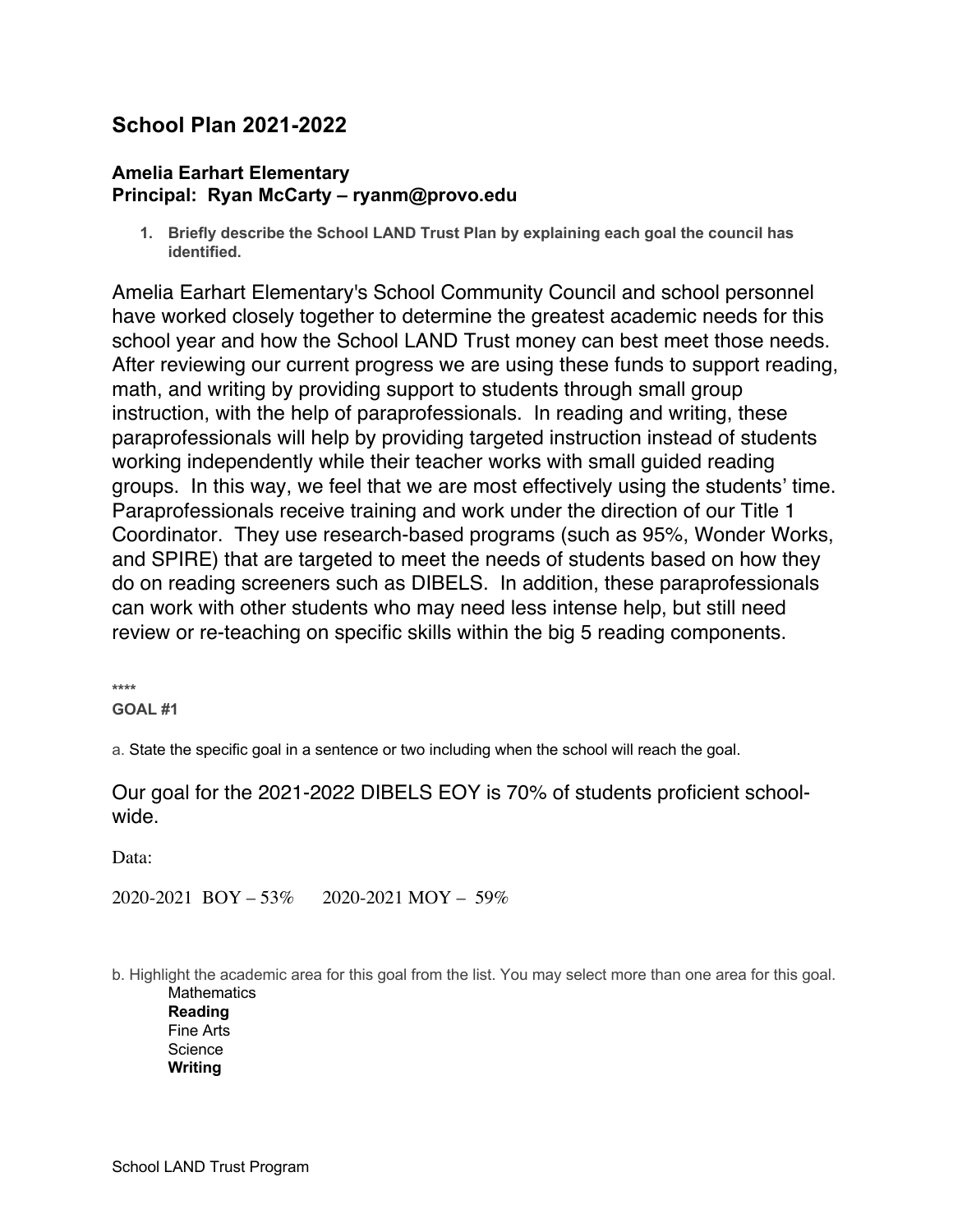# School Plan 2021-2022

### Amelia Earhart Elementary
### Principal: Ryan McCarty – ryanm@provo.edu

1. **Briefly describe the School LAND Trust Plan by explaining each goal the council has identified.**

Amelia Earhart Elementary's School Community Council and school personnel have worked closely together to determine the greatest academic needs for this school year and how the School LAND Trust money can best meet those needs. After reviewing our current progress we are using these funds to support reading, math, and writing by providing support to students through small group instruction, with the help of paraprofessionals. In reading and writing, these paraprofessionals will help by providing targeted instruction instead of students working independently while their teacher works with small guided reading groups. In this way, we feel that we are most effectively using the students' time. Paraprofessionals receive training and work under the direction of our Title 1 Coordinator. They use research-based programs (such as 95%, Wonder Works, and SPIRE) that are targeted to meet the needs of students based on how they do on reading screeners such as DIBELS. In addition, these paraprofessionals can work with other students who may need less intense help, but still need review or re-teaching on specific skills within the big 5 reading components.

****

**GOAL #1**

a. State the specific goal in a sentence or two including when the school will reach the goal.

Our goal for the 2021-2022 DIBELS EOY is 70% of students proficient school-wide.

Data:

2020-2021 BOY – 53%     2020-2021 MOY – 59%

b. Highlight the academic area for this goal from the list. You may select more than one area for this goal.

- Mathematics
- **Reading**
- Fine Arts
- Science
- **Writing**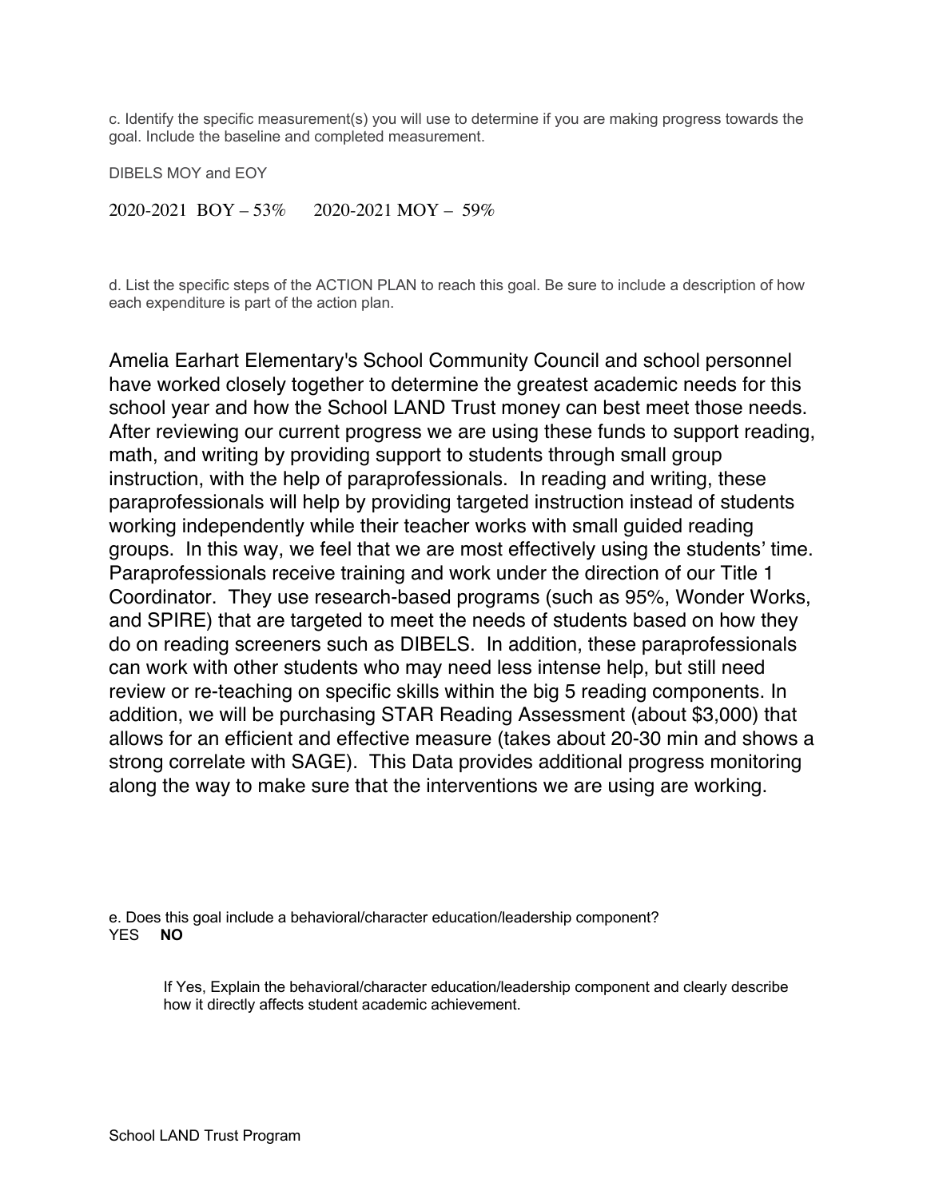c. Identify the specific measurement(s) you will use to determine if you are making progress towards the goal. Include the baseline and completed measurement.

DIBELS MOY and EOY

2020-2021 BOY – 53%      2020-2021 MOY – 59%

d. List the specific steps of the ACTION PLAN to reach this goal. Be sure to include a description of how each expenditure is part of the action plan.

Amelia Earhart Elementary's School Community Council and school personnel have worked closely together to determine the greatest academic needs for this school year and how the School LAND Trust money can best meet those needs. After reviewing our current progress we are using these funds to support reading, math, and writing by providing support to students through small group instruction, with the help of paraprofessionals. In reading and writing, these paraprofessionals will help by providing targeted instruction instead of students working independently while their teacher works with small guided reading groups. In this way, we feel that we are most effectively using the students' time. Paraprofessionals receive training and work under the direction of our Title 1 Coordinator. They use research-based programs (such as 95%, Wonder Works, and SPIRE) that are targeted to meet the needs of students based on how they do on reading screeners such as DIBELS. In addition, these paraprofessionals can work with other students who may need less intense help, but still need review or re-teaching on specific skills within the big 5 reading components. In addition, we will be purchasing STAR Reading Assessment (about $3,000) that allows for an efficient and effective measure (takes about 20-30 min and shows a strong correlate with SAGE). This Data provides additional progress monitoring along the way to make sure that the interventions we are using are working.

e. Does this goal include a behavioral/character education/leadership component?
YES **NO**

If Yes, Explain the behavioral/character education/leadership component and clearly describe how it directly affects student academic achievement.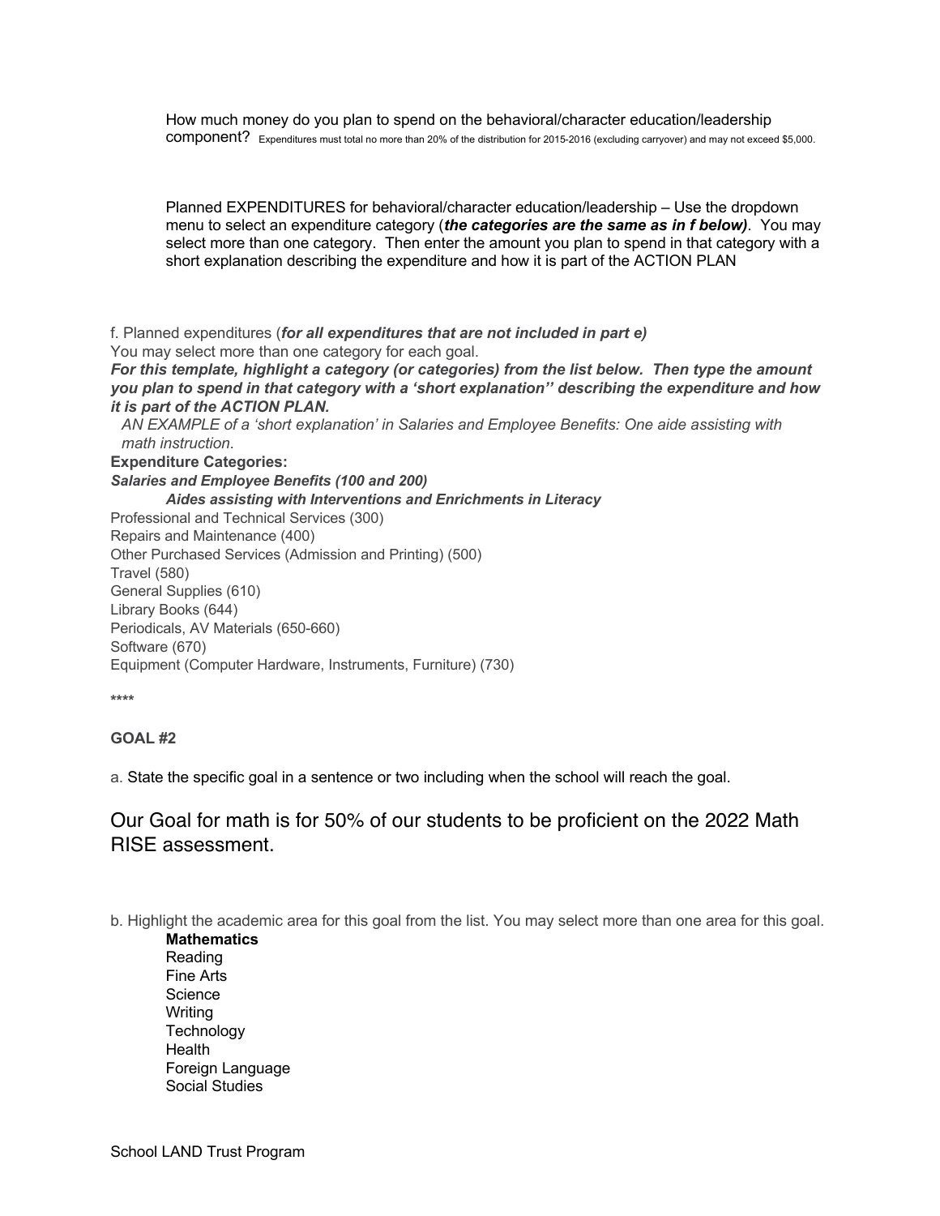How much money do you plan to spend on the behavioral/character education/leadership component? Expenditures must total no more than 20% of the distribution for 2015-2016 (excluding carryover) and may not exceed $5,000.

Planned EXPENDITURES for behavioral/character education/leadership – Use the dropdown menu to select an expenditure category (***the categories are the same as in f below)***. You may select more than one category. Then enter the amount you plan to spend in that category with a short explanation describing the expenditure and how it is part of the ACTION PLAN

f. Planned expenditures (***for all expenditures that are not included in part e)***
You may select more than one category for each goal.
***For this template, highlight a category (or categories) from the list below. Then type the amount you plan to spend in that category with a 'short explanation'' describing the expenditure and how it is part of the ACTION PLAN.***

*AN EXAMPLE of a 'short explanation' in Salaries and Employee Benefits: One aide assisting with math instruction*.

**Expenditure Categories:**
***Salaries and Employee Benefits (100 and 200)***
&nbsp;&nbsp;&nbsp;&nbsp;***Aides assisting with Interventions and Enrichments in Literacy***
Professional and Technical Services (300)
Repairs and Maintenance (400)
Other Purchased Services (Admission and Printing) (500)
Travel (580)
General Supplies (610)
Library Books (644)
Periodicals, AV Materials (650-660)
Software (670)
Equipment (Computer Hardware, Instruments, Furniture) (730)

****

**GOAL #2**

a. State the specific goal in a sentence or two including when the school will reach the goal.

Our Goal for math is for 50% of our students to be proficient on the 2022 Math RISE assessment.

b. Highlight the academic area for this goal from the list. You may select more than one area for this goal.

**Mathematics**
Reading
Fine Arts
Science
Writing
Technology
Health
Foreign Language
Social Studies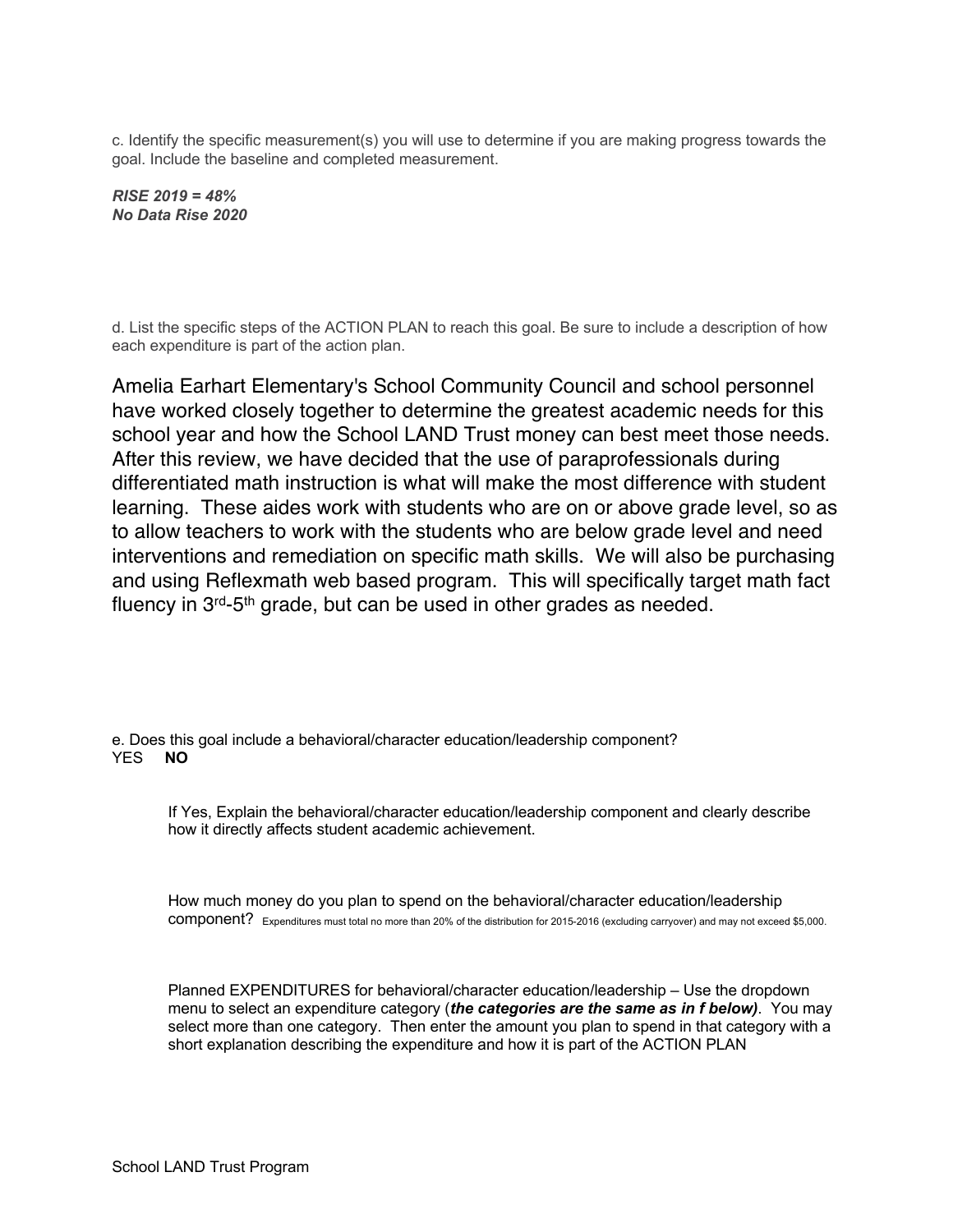c. Identify the specific measurement(s) you will use to determine if you are making progress towards the goal. Include the baseline and completed measurement.

***RISE 2019 = 48%***
***No Data Rise 2020***

d. List the specific steps of the ACTION PLAN to reach this goal. Be sure to include a description of how each expenditure is part of the action plan.

Amelia Earhart Elementary's School Community Council and school personnel have worked closely together to determine the greatest academic needs for this school year and how the School LAND Trust money can best meet those needs. After this review, we have decided that the use of paraprofessionals during differentiated math instruction is what will make the most difference with student learning. These aides work with students who are on or above grade level, so as to allow teachers to work with the students who are below grade level and need interventions and remediation on specific math skills. We will also be purchasing and using Reflexmath web based program. This will specifically target math fact fluency in 3rd-5th grade, but can be used in other grades as needed.

e. Does this goal include a behavioral/character education/leadership component?
YES **NO**

If Yes, Explain the behavioral/character education/leadership component and clearly describe how it directly affects student academic achievement.

How much money do you plan to spend on the behavioral/character education/leadership component? Expenditures must total no more than 20% of the distribution for 2015-2016 (excluding carryover) and may not exceed $5,000.

Planned EXPENDITURES for behavioral/character education/leadership – Use the dropdown menu to select an expenditure category (***the categories are the same as in f below)***. You may select more than one category. Then enter the amount you plan to spend in that category with a short explanation describing the expenditure and how it is part of the ACTION PLAN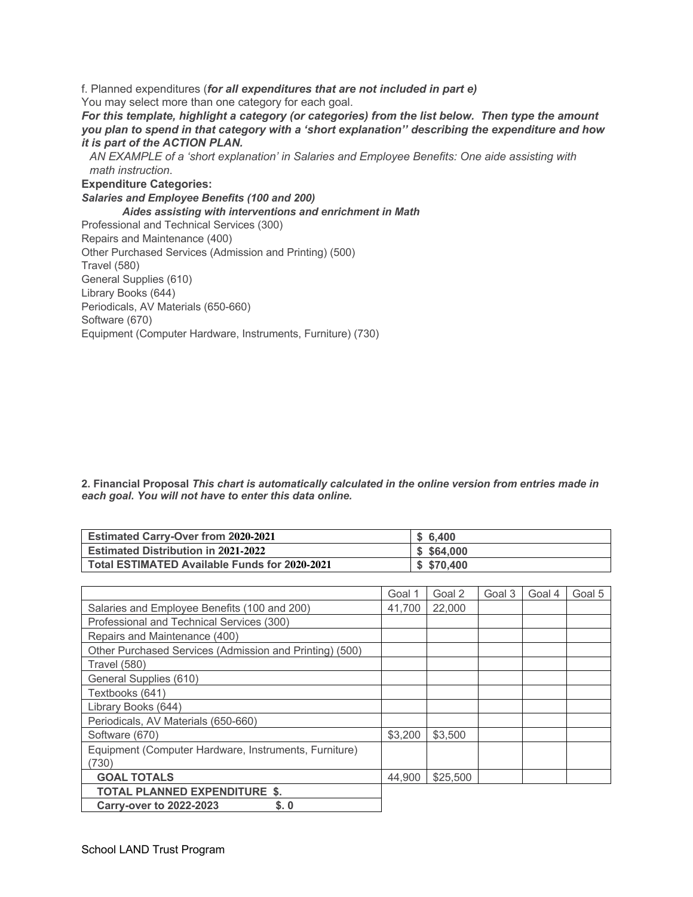f. Planned expenditures (***for all expenditures that are not included in part e)***
You may select more than one category for each goal.
***For this template, highlight a category (or categories) from the list below. Then type the amount you plan to spend in that category with a 'short explanation'' describing the expenditure and how it is part of the ACTION PLAN.***

*AN EXAMPLE of a 'short explanation' in Salaries and Employee Benefits: One aide assisting with math instruction*.

**Expenditure Categories:**

***Salaries and Employee Benefits (100 and 200)***

***Aides assisting with interventions and enrichment in Math***

Professional and Technical Services (300)
Repairs and Maintenance (400)
Other Purchased Services (Admission and Printing) (500)
Travel (580)
General Supplies (610)
Library Books (644)
Periodicals, AV Materials (650-660)
Software (670)
Equipment (Computer Hardware, Instruments, Furniture) (730)

**2. Financial Proposal** ***This chart is automatically calculated in the online version from entries made in each goal. You will not have to enter this data online.***

| | |
|---|---|
| **Estimated Carry-Over from 2020-2021** | **$ 6,400** |
| **Estimated Distribution in 2021-2022** | **$ $64,000** |
| **Total ESTIMATED Available Funds for 2020-2021** | **$ $70,400** |

| | Goal 1 | Goal 2 | Goal 3 | Goal 4 | Goal 5 |
|---|---|---|---|---|---|
| Salaries and Employee Benefits (100 and 200) | 41,700 | 22,000 | | | |
| Professional and Technical Services (300) | | | | | |
| Repairs and Maintenance (400) | | | | | |
| Other Purchased Services (Admission and Printing) (500) | | | | | |
| Travel (580) | | | | | |
| General Supplies (610) | | | | | |
| Textbooks (641) | | | | | |
| Library Books (644) | | | | | |
| Periodicals, AV Materials (650-660) | | | | | |
| Software (670) | $3,200 | $3,500 | | | |
| Equipment (Computer Hardware, Instruments, Furniture) (730) | | | | | |
| **GOAL TOTALS** | 44,900 | $25,500 | | | |
| **TOTAL PLANNED EXPENDITURE $.** | | | | | |
| **Carry-over to 2022-2023 $. 0** | | | | | |

School LAND Trust Program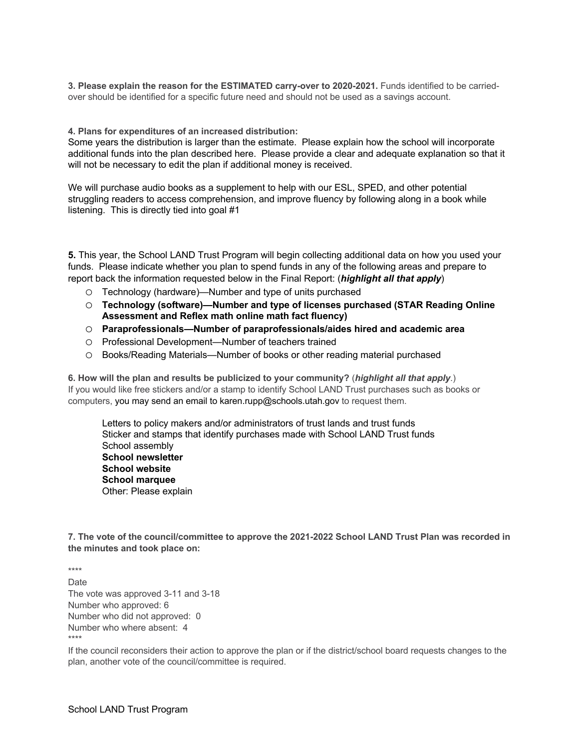**3. Please explain the reason for the ESTIMATED carry-over to 2020-2021.** Funds identified to be carried-over should be identified for a specific future need and should not be used as a savings account.

**4. Plans for expenditures of an increased distribution:**

Some years the distribution is larger than the estimate. Please explain how the school will incorporate additional funds into the plan described here. Please provide a clear and adequate explanation so that it will not be necessary to edit the plan if additional money is received.

We will purchase audio books as a supplement to help with our ESL, SPED, and other potential struggling readers to access comprehension, and improve fluency by following along in a book while listening. This is directly tied into goal #1

**5.** This year, the School LAND Trust Program will begin collecting additional data on how you used your funds. Please indicate whether you plan to spend funds in any of the following areas and prepare to report back the information requested below in the Final Report: (***highlight all that apply***)

- Technology (hardware)—Number and type of units purchased
- **Technology (software)—Number and type of licenses purchased (STAR Reading Online Assessment and Reflex math online math fact fluency)**
- **Paraprofessionals—Number of paraprofessionals/aides hired and academic area**
- Professional Development—Number of teachers trained
- Books/Reading Materials—Number of books or other reading material purchased

**6. How will the plan and results be publicized to your community?** (***highlight all that apply***.)
If you would like free stickers and/or a stamp to identify School LAND Trust purchases such as books or computers, you may send an email to karen.rupp@schools.utah.gov to request them.

Letters to policy makers and/or administrators of trust lands and trust funds
Sticker and stamps that identify purchases made with School LAND Trust funds
School assembly
**School newsletter**
**School website**
**School marquee**
Other: Please explain

**7. The vote of the council/committee to approve the 2021-2022 School LAND Trust Plan was recorded in the minutes and took place on:**

****
Date
The vote was approved 3-11 and 3-18
Number who approved: 6
Number who did not approved: 0
Number who where absent: 4
****

If the council reconsiders their action to approve the plan or if the district/school board requests changes to the plan, another vote of the council/committee is required.